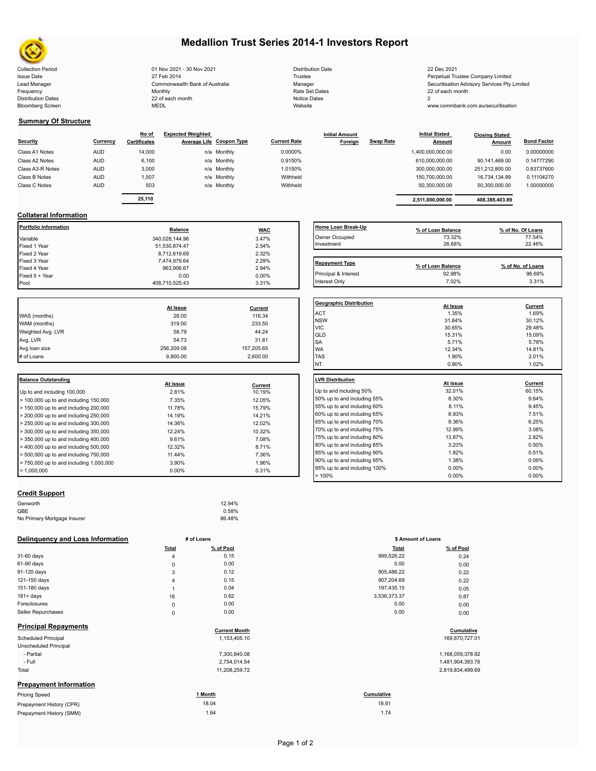# Medallion Trust Series 2014-1 Investors Report

| | | | |
|---|---|---|---|
| Collection Period | 01 Nov 2021 - 30 Nov 2021 | Distribution Date | 22 Dec 2021 |
| Issue Date | 27 Feb 2014 | Trustee | Perpetual Trustee Company Limited |
| Lead Manager | Commonwealth Bank of Australia | Manager | Securitisation Advisory Services Pty Limited |
| Frequency | Monthly | Rate Set Dates | 22 of each month |
| Distribution Dates | 22 of each month | Notice Dates | 2 |
| Bloomberg Screen | MEDL | Website | www.commbank.com.au/securitisation |

## Summary Of Structure

| Security | Currency | No of Certificates | Expected Weighted Average Life | Coupon Type | Current Rate | Initial Amount Foreign | Swap Rate | Initial Stated Amount | Closing Stated Amount | Bond Factor |
|---|---|---|---|---|---|---|---|---|---|---|
| Class A1 Notes | AUD | 14,000 | n/a | Monthly | 0.0000% | | | 1,400,000,000.00 | 0.00 | 0.00000000 |
| Class A2 Notes | AUD | 6,100 | n/a | Monthly | 0.9150% | | | 610,000,000.00 | 90,141,469.00 | 0.14777290 |
| Class A3-R Notes | AUD | 3,000 | n/a | Monthly | 1.0150% | | | 300,000,000.00 | 251,212,800.00 | 0.83737600 |
| Class B Notes | AUD | 1,507 | n/a | Monthly | Withheld | | | 150,700,000.00 | 16,734,134.89 | 0.11104270 |
| Class C Notes | AUD | 503 | n/a | Monthly | Withheld | | | 50,300,000.00 | 50,300,000.00 | 1.00000000 |
| | | 25,110 | | | | | | 2,511,000,000.00 | 408,388,403.89 | |

## Collateral Information

| Portfolio Information | Balance | WAC |
|---|---|---|
| Variable | 340,028,144.96 | 3.47% |
| Fixed 1 Year | 51,530,874.47 | 2.54% |
| Fixed 2 Year | 8,712,619.69 | 2.32% |
| Fixed 3 Year | 7,474,979.64 | 2.29% |
| Fixed 4 Year | 963,906.67 | 2.94% |
| Fixed 5 + Year | 0.00 | 0.00% |
| Pool | 408,710,525.43 | 3.31% |

| Home Loan Break-Up | % of Loan Balance | % of No. Of Loans |
|---|---|---|
| Owner Occupied | 73.32% | 77.54% |
| Investment | 26.68% | 22.46% |

| Repayment Type | % of Loan Balance | % of No. of Loans |
|---|---|---|
| Principal & Interest | 92.98% | 96.69% |
| Interest Only | 7.02% | 3.31% |

| | At Issue | Current |
|---|---|---|
| WAS (months) | 28.00 | 116.34 |
| WAM (months) | 319.00 | 233.50 |
| Weighted Avg. LVR | 58.79 | 44.24 |
| Avg. LVR | 54.73 | 31.81 |
| Avg loan size | 256,209.08 | 157,205.65 |
| # of Loans | 9,800.00 | 2,600.00 |

| Geographic Distribution | At Issue | Current |
|---|---|---|
| ACT | 1.35% | 1.69% |
| NSW | 31.84% | 30.12% |
| VIC | 30.65% | 29.48% |
| QLD | 15.31% | 15.09% |
| SA | 5.71% | 5.78% |
| WA | 12.34% | 14.81% |
| TAS | 1.90% | 2.01% |
| NT | 0.90% | 1.02% |

| Balance Outstanding | At issue | Current |
|---|---|---|
| Up to and including 100,000 | 2.81% | 10.19% |
| > 100,000 up to and including 150,000 | 7.35% | 12.05% |
| > 150,000 up to and including 200,000 | 11.78% | 15.79% |
| > 200,000 up to and including 250,000 | 14.19% | 14.21% |
| > 250,000 up to and including 300,000 | 14.36% | 12.02% |
| > 300,000 up to and including 350,000 | 12.24% | 10.32% |
| > 350,000 up to and including 400,000 | 9.61% | 7.08% |
| > 400,000 up to and including 500,000 | 12.32% | 8.71% |
| > 500,000 up to and including 750,000 | 11.44% | 7.36% |
| > 750,000 up to and including 1,000,000 | 3.90% | 1.96% |
| > 1,000,000 | 0.00% | 0.31% |

| LVR Distribution | At issue | Current |
|---|---|---|
| Up to and including 50% | 32.01% | 60.15% |
| 50% up to and including 55% | 8.30% | 9.64% |
| 55% up to and including 60% | 8.11% | 9.45% |
| 60% up to and including 65% | 8.93% | 7.51% |
| 65% up to and including 70% | 9.36% | 6.25% |
| 70% up to and including 75% | 12.99% | 3.08% |
| 75% up to and including 80% | 13.87% | 2.82% |
| 80% up to and including 85% | 3.23% | 0.50% |
| 85% up to and including 90% | 1.82% | 0.51% |
| 90% up to and including 95% | 1.38% | 0.09% |
| 95% up to and including 100% | 0.00% | 0.00% |
| > 100% | 0.00% | 0.00% |

## Credit Support

| | |
|---|---|
| Genworth | 12.94% |
| QBE | 0.58% |
| No Primary Mortgage Insurer | 86.48% |

## Delinquency and Loss Information

| | # of Loans Total | # of Loans % of Pool | $ Amount of Loans Total | $ Amount of Loans % of Pool |
|---|---|---|---|---|
| 31-60 days | 4 | 0.15 | 999,526.22 | 0.24 |
| 61-90 days | 0 | 0.00 | 0.00 | 0.00 |
| 91-120 days | 3 | 0.12 | 905,486.22 | 0.22 |
| 121-150 days | 4 | 0.15 | 907,204.69 | 0.22 |
| 151-180 days | 1 | 0.04 | 197,435.15 | 0.05 |
| 181+ days | 16 | 0.62 | 3,536,373.37 | 0.87 |
| Foreclosures | 0 | 0.00 | 0.00 | 0.00 |
| Seller Repurchases | 0 | 0.00 | 0.00 | 0.00 |

## Principal Repayments

| | Current Month | Cumulative |
|---|---|---|
| Scheduled Principal | 1,153,405.10 | 169,870,727.01 |
| Unscheduled Principal | | |
| - Partial | 7,300,840.08 | 1,168,059,378.92 |
| - Full | 2,754,014.54 | 1,481,904,393.76 |
| Total | 11,208,259.72 | 2,819,834,499.69 |

## Prepayment Information

| Pricing Speed | 1 Month | Cumulative |
|---|---|---|
| Prepayment History (CPR) | 18.04 | 18.91 |
| Prepayment History (SMM) | 1.64 | 1.74 |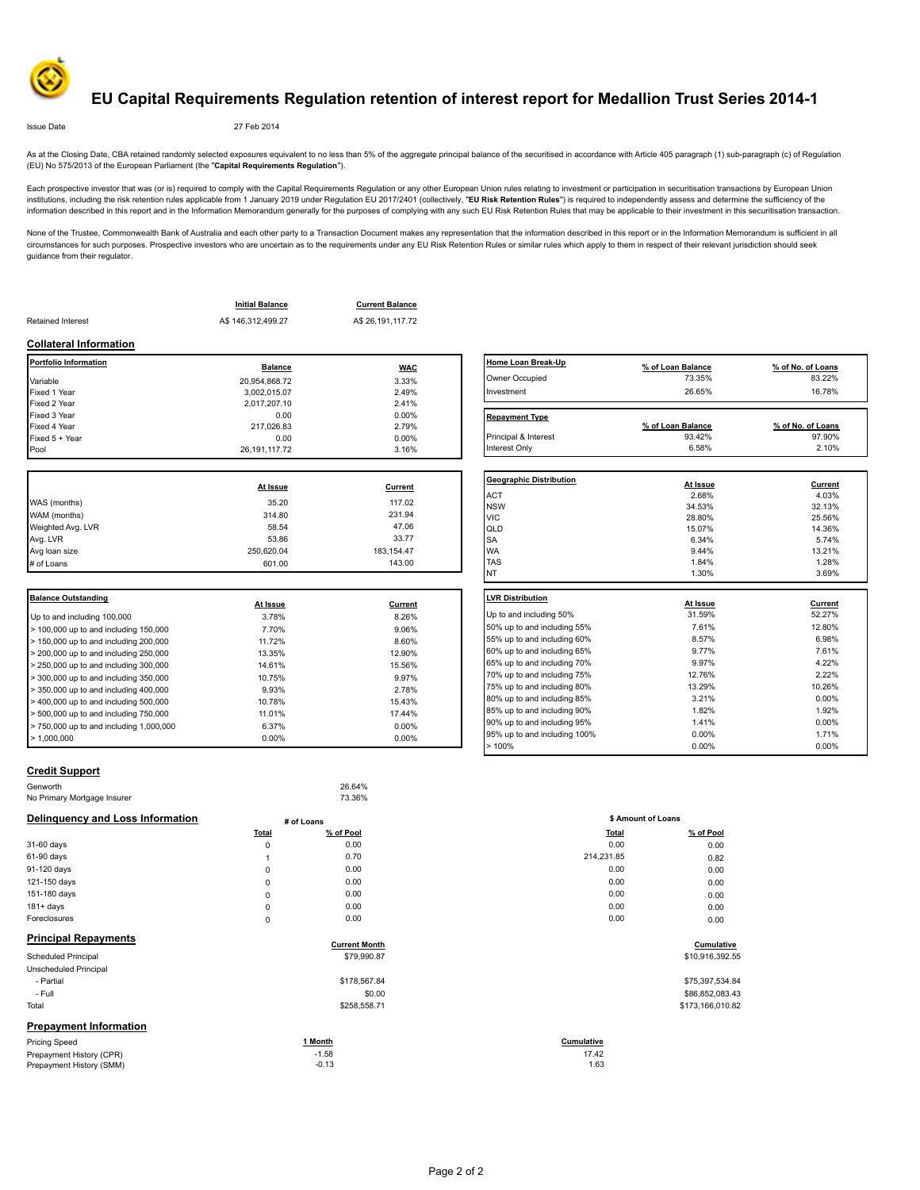# EU Capital Requirements Regulation retention of interest report for Medallion Trust Series 2014-1

Issue Date 27 Feb 2014

As at the Closing Date, CBA retained randomly selected exposures equivalent to no less than 5% of the aggregate principal balance of the securitised in accordance with Article 405 paragraph (1) sub-paragraph (c) of Regulation (EU) No 575/2013 of the European Parliament (the "**Capital Requirements Regulation**").

Each prospective investor that was (or is) required to comply with the Capital Requirements Regulation or any other European Union rules relating to investment or participation in securitisation transactions by European Union institutions, including the risk retention rules applicable from 1 January 2019 under Regulation EU 2017/2401 (collectively, "**EU Risk Retention Rules**") is required to independently assess and determine the sufficiency of the information described in this report and in the Information Memorandum generally for the purposes of complying with any such EU Risk Retention Rules that may be applicable to their investment in this securitisation transaction.

None of the Trustee, Commonwealth Bank of Australia and each other party to a Transaction Document makes any representation that the information described in this report or in the Information Memorandum is sufficient in all circumstances for such purposes. Prospective investors who are uncertain as to the requirements under any EU Risk Retention Rules or similar rules which apply to them in respect of their relevant jurisdiction should seek guidance from their regulator.

| | Initial Balance | Current Balance |
|---|---|---|
| Retained Interest | A$ 146,312,499.27 | A$ 26,191,117.72 |

## Collateral Information

| Portfolio Information | Balance | WAC |
|---|---|---|
| Variable | 20,954,868.72 | 3.33% |
| Fixed 1 Year | 3,002,015.07 | 2.49% |
| Fixed 2 Year | 2,017,207.10 | 2.41% |
| Fixed 3 Year | 0.00 | 0.00% |
| Fixed 4 Year | 217,026.83 | 2.79% |
| Fixed 5 + Year | 0.00 | 0.00% |
| Pool | 26,191,117.72 | 3.16% |

| | At Issue | Current |
|---|---|---|
| WAS (months) | 35.20 | 117.02 |
| WAM (months) | 314.80 | 231.94 |
| Weighted Avg. LVR | 58.54 | 47.06 |
| Avg. LVR | 53.86 | 33.77 |
| Avg loan size | 250,620.04 | 183,154.47 |
| # of Loans | 601.00 | 143.00 |

| Balance Outstanding | At Issue | Current |
|---|---|---|
| Up to and including 100,000 | 3.78% | 8.26% |
| > 100,000 up to and including 150,000 | 7.70% | 9.06% |
| > 150,000 up to and including 200,000 | 11.72% | 8.60% |
| > 200,000 up to and including 250,000 | 13.35% | 12.90% |
| > 250,000 up to and including 300,000 | 14.61% | 15.56% |
| > 300,000 up to and including 350,000 | 10.75% | 9.97% |
| > 350,000 up to and including 400,000 | 9.93% | 2.78% |
| > 400,000 up to and including 500,000 | 10.78% | 15.43% |
| > 500,000 up to and including 750,000 | 11.01% | 17.44% |
| > 750,000 up to and including 1,000,000 | 6.37% | 0.00% |
| > 1,000,000 | 0.00% | 0.00% |

| Home Loan Break-Up | % of Loan Balance | % of No. of Loans |
|---|---|---|
| Owner Occupied | 73.35% | 83.22% |
| Investment | 26.65% | 16.78% |

| Repayment Type | % of Loan Balance | % of No. of Loans |
|---|---|---|
| Principal & Interest | 93.42% | 97.90% |
| Interest Only | 6.58% | 2.10% |

| Geographic Distribution | At Issue | Current |
|---|---|---|
| ACT | 2.68% | 4.03% |
| NSW | 34.53% | 32.13% |
| VIC | 28.80% | 25.56% |
| QLD | 15.07% | 14.36% |
| SA | 6.34% | 5.74% |
| WA | 9.44% | 13.21% |
| TAS | 1.84% | 1.28% |
| NT | 1.30% | 3.69% |

| LVR Distribution | At Issue | Current |
|---|---|---|
| Up to and including 50% | 31.59% | 52.27% |
| 50% up to and including 55% | 7.61% | 12.80% |
| 55% up to and including 60% | 8.57% | 6.98% |
| 60% up to and including 65% | 9.77% | 7.61% |
| 65% up to and including 70% | 9.97% | 4.22% |
| 70% up to and including 75% | 12.76% | 2.22% |
| 75% up to and including 80% | 13.29% | 10.26% |
| 80% up to and including 85% | 3.21% | 0.00% |
| 85% up to and including 90% | 1.82% | 1.92% |
| 90% up to and including 95% | 1.41% | 0.00% |
| 95% up to and including 100% | 0.00% | 1.71% |
| > 100% | 0.00% | 0.00% |

## Credit Support

| | |
|---|---|
| Genworth | 26.64% |
| No Primary Mortgage Insurer | 73.36% |

## Delinquency and Loss Information

| | # of Loans | | $ Amount of Loans | |
|---|---|---|---|---|
| | Total | % of Pool | Total | % of Pool |
| 31-60 days | 0 | 0.00 | 0.00 | 0.00 |
| 61-90 days | 1 | 0.70 | 214,231.85 | 0.82 |
| 91-120 days | 0 | 0.00 | 0.00 | 0.00 |
| 121-150 days | 0 | 0.00 | 0.00 | 0.00 |
| 151-180 days | 0 | 0.00 | 0.00 | 0.00 |
| 181+ days | 0 | 0.00 | 0.00 | 0.00 |
| Foreclosures | 0 | 0.00 | 0.00 | 0.00 |

## Principal Repayments

| | Current Month | Cumulative |
|---|---|---|
| Scheduled Principal | $79,990.87 | $10,916,392.55 |
| Unscheduled Principal | | |
| - Partial | $178,567.84 | $75,397,534.84 |
| - Full | $0.00 | $86,852,083.43 |
| Total | $258,558.71 | $173,166,010.82 |

## Prepayment Information

| Pricing Speed | 1 Month | Cumulative |
|---|---|---|
| Prepayment History (CPR) | -1.58 | 17.42 |
| Prepayment History (SMM) | -0.13 | 1.63 |